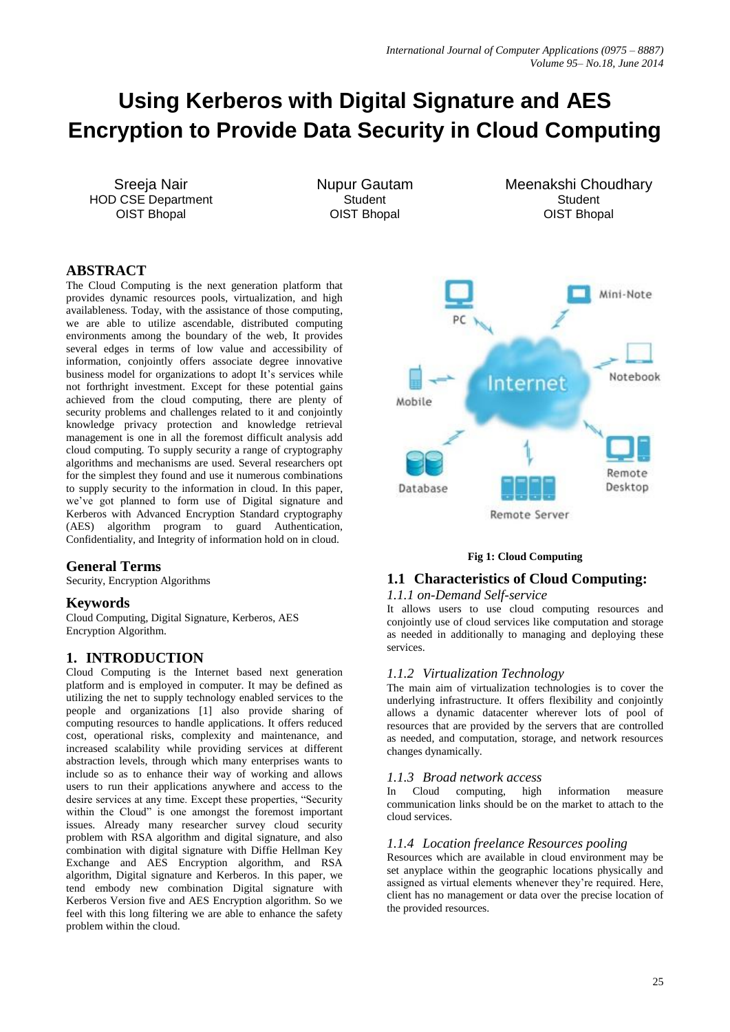# Using Kerberos with Digital Signature and AES Encryption to Provide Data Security in Cloud Computing

Sreeja Nair
HOD CSE Department
OIST Bhopal

Nupur Gautam
Student
OIST Bhopal

Meenakshi Choudhary
Student
OIST Bhopal

## ABSTRACT

The Cloud Computing is the next generation platform that provides dynamic resources pools, virtualization, and high availableness. Today, with the assistance of those computing, we are able to utilize ascendable, distributed computing environments among the boundary of the web, It provides several edges in terms of low value and accessibility of information, conjointly offers associate degree innovative business model for organizations to adopt It's services while not forthright investment. Except for these potential gains achieved from the cloud computing, there are plenty of security problems and challenges related to it and conjointly knowledge privacy protection and knowledge retrieval management is one in all the foremost difficult analysis add cloud computing. To supply security a range of cryptography algorithms and mechanisms are used. Several researchers opt for the simplest they found and use it numerous combinations to supply security to the information in cloud. In this paper, we've got planned to form use of Digital signature and Kerberos with Advanced Encryption Standard cryptography (AES) algorithm program to guard Authentication, Confidentiality, and Integrity of information hold on in cloud.

## General Terms

Security, Encryption Algorithms

## Keywords

Cloud Computing, Digital Signature, Kerberos, AES Encryption Algorithm.

## 1. INTRODUCTION

Cloud Computing is the Internet based next generation platform and is employed in computer. It may be defined as utilizing the net to supply technology enabled services to the people and organizations [1] also provide sharing of computing resources to handle applications. It offers reduced cost, operational risks, complexity and maintenance, and increased scalability while providing services at different abstraction levels, through which many enterprises wants to include so as to enhance their way of working and allows users to run their applications anywhere and access to the desire services at any time. Except these properties, "Security within the Cloud" is one amongst the foremost important issues. Already many researcher survey cloud security problem with RSA algorithm and digital signature, and also combination with digital signature with Diffie Hellman Key Exchange and AES Encryption algorithm, and RSA algorithm, Digital signature and Kerberos. In this paper, we tend embody new combination Digital signature with Kerberos Version five and AES Encryption algorithm. So we feel with this long filtering we are able to enhance the safety problem within the cloud.

**Fig 1: Cloud Computing**

## 1.1 Characteristics of Cloud Computing:

### *1.1.1 on-Demand Self-service*

It allows users to use cloud computing resources and conjointly use of cloud services like computation and storage as needed in additionally to managing and deploying these services.

### *1.1.2 Virtualization Technology*

The main aim of virtualization technologies is to cover the underlying infrastructure. It offers flexibility and conjointly allows a dynamic datacenter wherever lots of pool of resources that are provided by the servers that are controlled as needed, and computation, storage, and network resources changes dynamically.

### *1.1.3 Broad network access*

In Cloud computing, high information measure communication links should be on the market to attach to the cloud services.

### *1.1.4 Location freelance Resources pooling*

Resources which are available in cloud environment may be set anyplace within the geographic locations physically and assigned as virtual elements whenever they're required. Here, client has no management or data over the precise location of the provided resources.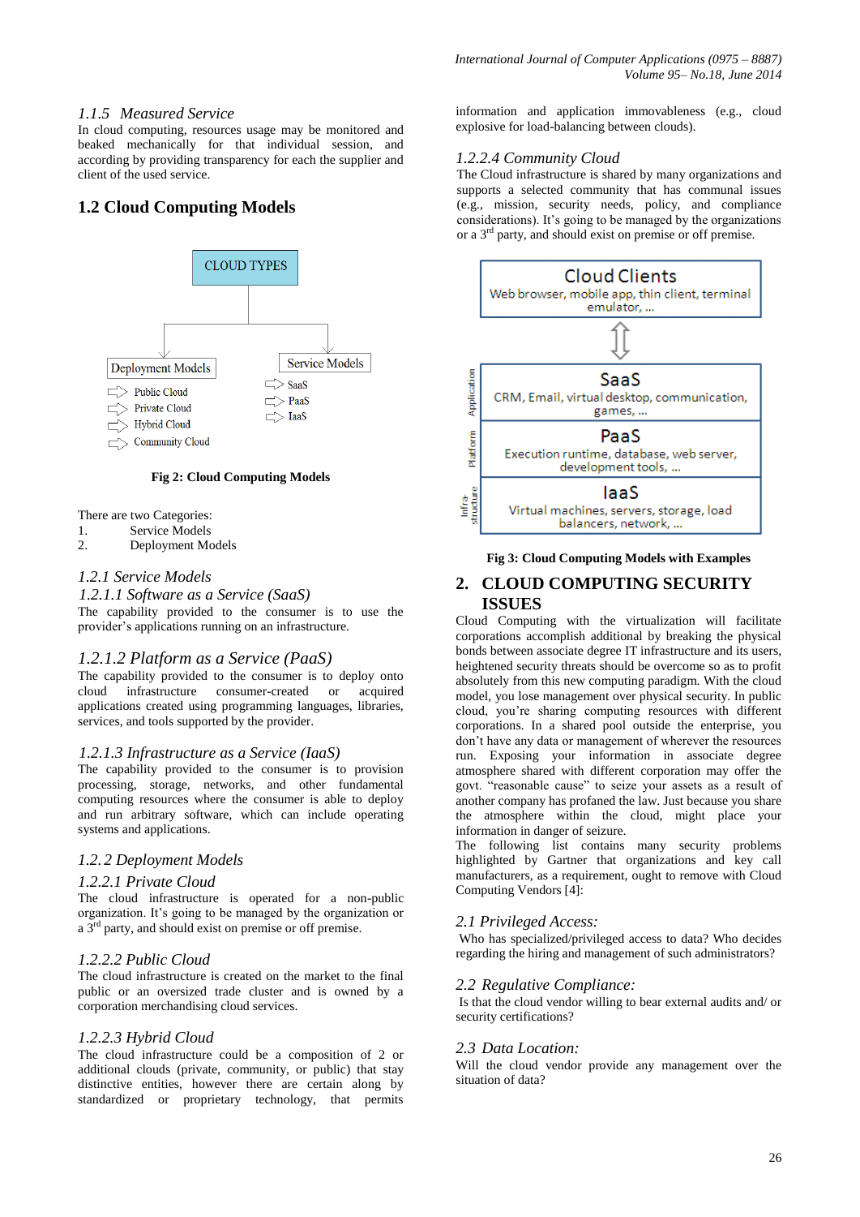### *1.1.5 Measured Service*

In cloud computing, resources usage may be monitored and beaked mechanically for that individual session, and according by providing transparency for each the supplier and client of the used service.

## 1.2 Cloud Computing Models

Fig 2: Cloud Computing Models

There are two Categories:

1. Service Models
2. Deployment Models

### *1.2.1 Service Models*

#### *1.2.1.1 Software as a Service (SaaS)*

The capability provided to the consumer is to use the provider's applications running on an infrastructure.

#### *1.2.1.2 Platform as a Service (PaaS)*

The capability provided to the consumer is to deploy onto cloud infrastructure consumer-created or acquired applications created using programming languages, libraries, services, and tools supported by the provider.

#### *1.2.1.3 Infrastructure as a Service (IaaS)*

The capability provided to the consumer is to provision processing, storage, networks, and other fundamental computing resources where the consumer is able to deploy and run arbitrary software, which can include operating systems and applications.

### *1.2.2 Deployment Models*

#### *1.2.2.1 Private Cloud*

The cloud infrastructure is operated for a non-public organization. It's going to be managed by the organization or a 3rd party, and should exist on premise or off premise.

#### *1.2.2.2 Public Cloud*

The cloud infrastructure is created on the market to the final public or an oversized trade cluster and is owned by a corporation merchandising cloud services.

#### *1.2.2.3 Hybrid Cloud*

The cloud infrastructure could be a composition of 2 or additional clouds (private, community, or public) that stay distinctive entities, however there are certain along by standardized or proprietary technology, that permits information and application immovableness (e.g., cloud explosive for load-balancing between clouds).

#### *1.2.2.4 Community Cloud*

The Cloud infrastructure is shared by many organizations and supports a selected community that has communal issues (e.g., mission, security needs, policy, and compliance considerations). It's going to be managed by the organizations or a 3rd party, and should exist on premise or off premise.

Fig 3: Cloud Computing Models with Examples

## 2. CLOUD COMPUTING SECURITY ISSUES

Cloud Computing with the virtualization will facilitate corporations accomplish additional by breaking the physical bonds between associate degree IT infrastructure and its users, heightened security threats should be overcome so as to profit absolutely from this new computing paradigm. With the cloud model, you lose management over physical security. In public cloud, you're sharing computing resources with different corporations. In a shared pool outside the enterprise, you don't have any data or management of wherever the resources run. Exposing your information in associate degree atmosphere shared with different corporation may offer the govt. "reasonable cause" to seize your assets as a result of another company has profaned the law. Just because you share the atmosphere within the cloud, might place your information in danger of seizure.

The following list contains many security problems highlighted by Gartner that organizations and key call manufacturers, as a requirement, ought to remove with Cloud Computing Vendors [4]:

### *2.1 Privileged Access:*

Who has specialized/privileged access to data? Who decides regarding the hiring and management of such administrators?

### *2.2 Regulative Compliance:*

Is that the cloud vendor willing to bear external audits and/ or security certifications?

### *2.3 Data Location:*

Will the cloud vendor provide any management over the situation of data?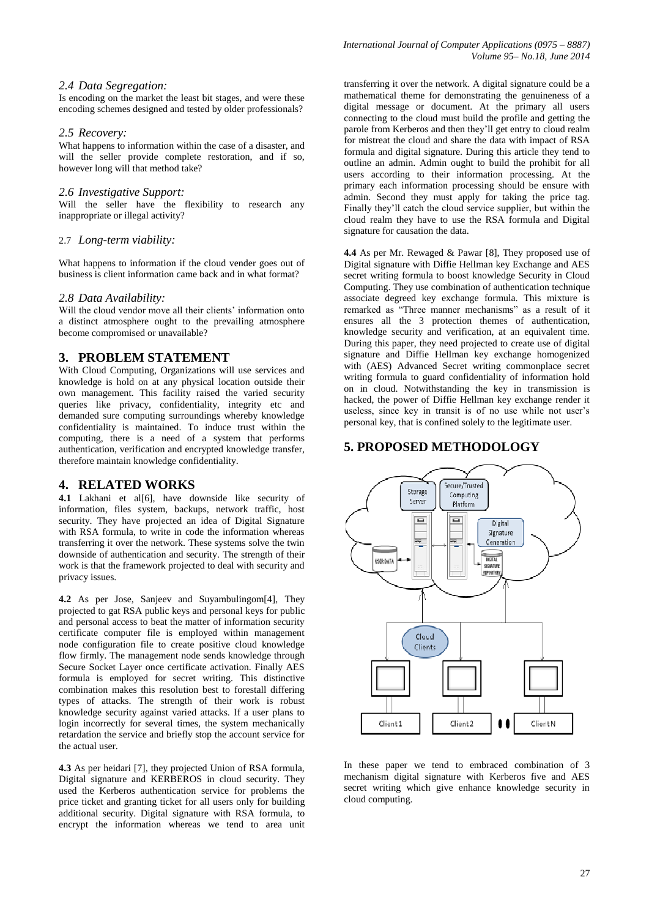### 2.4 Data Segregation:

Is encoding on the market the least bit stages, and were these encoding schemes designed and tested by older professionals?

### 2.5 Recovery:

What happens to information within the case of a disaster, and will the seller provide complete restoration, and if so, however long will that method take?

### 2.6 Investigative Support:

Will the seller have the flexibility to research any inappropriate or illegal activity?

### 2.7 Long-term viability:

What happens to information if the cloud vender goes out of business is client information came back and in what format?

### 2.8 Data Availability:

Will the cloud vendor move all their clients' information onto a distinct atmosphere ought to the prevailing atmosphere become compromised or unavailable?

## 3. PROBLEM STATEMENT

With Cloud Computing, Organizations will use services and knowledge is hold on at any physical location outside their own management. This facility raised the varied security queries like privacy, confidentiality, integrity etc and demanded sure computing surroundings whereby knowledge confidentiality is maintained. To induce trust within the computing, there is a need of a system that performs authentication, verification and encrypted knowledge transfer, therefore maintain knowledge confidentiality.

## 4. RELATED WORKS

**4.1** Lakhani et al[6], have downside like security of information, files system, backups, network traffic, host security. They have projected an idea of Digital Signature with RSA formula, to write in code the information whereas transferring it over the network. These systems solve the twin downside of authentication and security. The strength of their work is that the framework projected to deal with security and privacy issues.

**4.2** As per Jose, Sanjeev and Suyambulingom[4], They projected to gat RSA public keys and personal keys for public and personal access to beat the matter of information security certificate computer file is employed within management node configuration file to create positive cloud knowledge flow firmly. The management node sends knowledge through Secure Socket Layer once certificate activation. Finally AES formula is employed for secret writing. This distinctive combination makes this resolution best to forestall differing types of attacks. The strength of their work is robust knowledge security against varied attacks. If a user plans to login incorrectly for several times, the system mechanically retardation the service and briefly stop the account service for the actual user.

**4.3** As per heidari [7], they projected Union of RSA formula, Digital signature and KERBEROS in cloud security. They used the Kerberos authentication service for problems the price ticket and granting ticket for all users only for building additional security. Digital signature with RSA formula, to encrypt the information whereas we tend to area unit transferring it over the network. A digital signature could be a mathematical theme for demonstrating the genuineness of a digital message or document. At the primary all users connecting to the cloud must build the profile and getting the parole from Kerberos and then they'll get entry to cloud realm for mistreat the cloud and share the data with impact of RSA formula and digital signature. During this article they tend to outline an admin. Admin ought to build the prohibit for all users according to their information processing. At the primary each information processing should be ensure with admin. Second they must apply for taking the price tag. Finally they'll catch the cloud service supplier, but within the cloud realm they have to use the RSA formula and Digital signature for causation the data.

**4.4** As per Mr. Rewaged & Pawar [8], They proposed use of Digital signature with Diffie Hellman key Exchange and AES secret writing formula to boost knowledge Security in Cloud Computing. They use combination of authentication technique associate degreed key exchange formula. This mixture is remarked as "Three manner mechanisms" as a result of it ensures all the 3 protection themes of authentication, knowledge security and verification, at an equivalent time. During this paper, they need projected to create use of digital signature and Diffie Hellman key exchange homogenized with (AES) Advanced Secret writing commonplace secret writing formula to guard confidentiality of information hold on in cloud. Notwithstanding the key in transmission is hacked, the power of Diffie Hellman key exchange render it useless, since key in transit is of no use while not user's personal key, that is confined solely to the legitimate user.

## 5. PROPOSED METHODOLOGY

Storage Server | Secure/Trusted Computing Platform | Digital Signature Generation | USER DATA | DIGITAL SIGNATURE REPOSITORY | Cloud Clients | Client1 | Client2 | ClientN

In these paper we tend to embraced combination of 3 mechanism digital signature with Kerberos five and AES secret writing which give enhance knowledge security in cloud computing.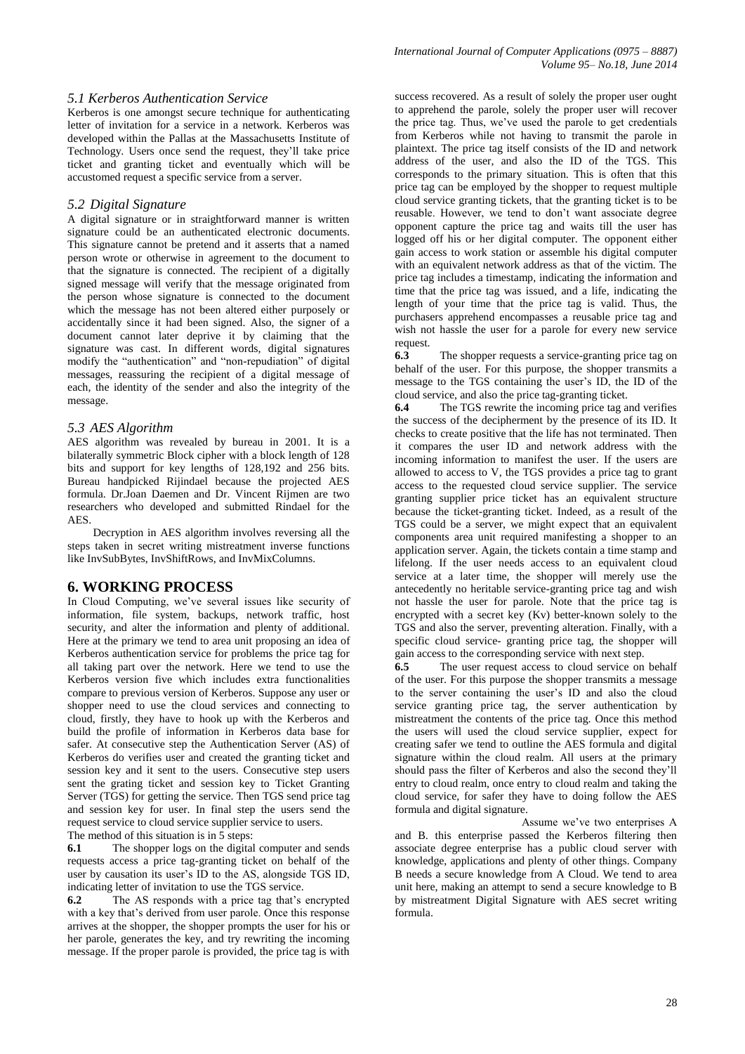### *5.1 Kerberos Authentication Service*

Kerberos is one amongst secure technique for authenticating letter of invitation for a service in a network. Kerberos was developed within the Pallas at the Massachusetts Institute of Technology. Users once send the request, they'll take price ticket and granting ticket and eventually which will be accustomed request a specific service from a server.

### *5.2 Digital Signature*

A digital signature or in straightforward manner is written signature could be an authenticated electronic documents. This signature cannot be pretend and it asserts that a named person wrote or otherwise in agreement to the document to that the signature is connected. The recipient of a digitally signed message will verify that the message originated from the person whose signature is connected to the document which the message has not been altered either purposely or accidentally since it had been signed. Also, the signer of a document cannot later deprive it by claiming that the signature was cast. In different words, digital signatures modify the "authentication" and "non-repudiation" of digital messages, reassuring the recipient of a digital message of each, the identity of the sender and also the integrity of the message.

### *5.3 AES Algorithm*

AES algorithm was revealed by bureau in 2001. It is a bilaterally symmetric Block cipher with a block length of 128 bits and support for key lengths of 128,192 and 256 bits. Bureau handpicked Rijindael because the projected AES formula. Dr.Joan Daemen and Dr. Vincent Rijmen are two researchers who developed and submitted Rindael for the AES.

Decryption in AES algorithm involves reversing all the steps taken in secret writing mistreatment inverse functions like InvSubBytes, InvShiftRows, and InvMixColumns.

## 6. WORKING PROCESS

In Cloud Computing, we've several issues like security of information, file system, backups, network traffic, host security, and alter the information and plenty of additional. Here at the primary we tend to area unit proposing an idea of Kerberos authentication service for problems the price tag for all taking part over the network. Here we tend to use the Kerberos version five which includes extra functionalities compare to previous version of Kerberos. Suppose any user or shopper need to use the cloud services and connecting to cloud, firstly, they have to hook up with the Kerberos and build the profile of information in Kerberos data base for safer. At consecutive step the Authentication Server (AS) of Kerberos do verifies user and created the granting ticket and session key and it sent to the users. Consecutive step users sent the grating ticket and session key to Ticket Granting Server (TGS) for getting the service. Then TGS send price tag and session key for user. In final step the users send the request service to cloud service supplier service to users.

The method of this situation is in 5 steps:

**6.1** The shopper logs on the digital computer and sends requests access a price tag-granting ticket on behalf of the user by causation its user's ID to the AS, alongside TGS ID, indicating letter of invitation to use the TGS service.

**6.2** The AS responds with a price tag that's encrypted with a key that's derived from user parole. Once this response arrives at the shopper, the shopper prompts the user for his or her parole, generates the key, and try rewriting the incoming message. If the proper parole is provided, the price tag is with success recovered. As a result of solely the proper user ought to apprehend the parole, solely the proper user will recover the price tag. Thus, we've used the parole to get credentials from Kerberos while not having to transmit the parole in plaintext. The price tag itself consists of the ID and network address of the user, and also the ID of the TGS. This corresponds to the primary situation. This is often that this price tag can be employed by the shopper to request multiple cloud service granting tickets, that the granting ticket is to be reusable. However, we tend to don't want associate degree opponent capture the price tag and waits till the user has logged off his or her digital computer. The opponent either gain access to work station or assemble his digital computer with an equivalent network address as that of the victim. The price tag includes a timestamp, indicating the information and time that the price tag was issued, and a life, indicating the length of your time that the price tag is valid. Thus, the purchasers apprehend encompasses a reusable price tag and wish not hassle the user for a parole for every new service request.

**6.3** The shopper requests a service-granting price tag on behalf of the user. For this purpose, the shopper transmits a message to the TGS containing the user's ID, the ID of the cloud service, and also the price tag-granting ticket.

**6.4** The TGS rewrite the incoming price tag and verifies the success of the decipherment by the presence of its ID. It checks to create positive that the life has not terminated. Then it compares the user ID and network address with the incoming information to manifest the user. If the users are allowed to access to V, the TGS provides a price tag to grant access to the requested cloud service supplier. The service granting supplier price ticket has an equivalent structure because the ticket-granting ticket. Indeed, as a result of the TGS could be a server, we might expect that an equivalent components area unit required manifesting a shopper to an application server. Again, the tickets contain a time stamp and lifelong. If the user needs access to an equivalent cloud service at a later time, the shopper will merely use the antecedently no heritable service-granting price tag and wish not hassle the user for parole. Note that the price tag is encrypted with a secret key (Kv) better-known solely to the TGS and also the server, preventing alteration. Finally, with a specific cloud service- granting price tag, the shopper will gain access to the corresponding service with next step.

**6.5** The user request access to cloud service on behalf of the user. For this purpose the shopper transmits a message to the server containing the user's ID and also the cloud service granting price tag, the server authentication by mistreatment the contents of the price tag. Once this method the users will used the cloud service supplier, expect for creating safer we tend to outline the AES formula and digital signature within the cloud realm. All users at the primary should pass the filter of Kerberos and also the second they'll entry to cloud realm, once entry to cloud realm and taking the cloud service, for safer they have to doing follow the AES formula and digital signature.

Assume we've two enterprises A and B. this enterprise passed the Kerberos filtering then associate degree enterprise has a public cloud server with knowledge, applications and plenty of other things. Company B needs a secure knowledge from A Cloud. We tend to area unit here, making an attempt to send a secure knowledge to B by mistreatment Digital Signature with AES secret writing formula.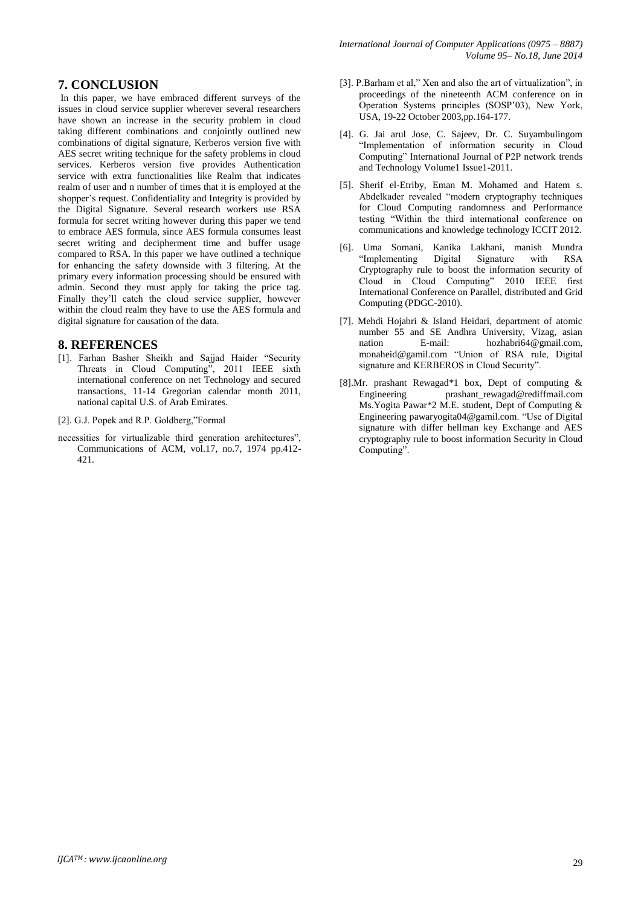## 7. CONCLUSION

In this paper, we have embraced different surveys of the issues in cloud service supplier wherever several researchers have shown an increase in the security problem in cloud taking different combinations and conjointly outlined new combinations of digital signature, Kerberos version five with AES secret writing technique for the safety problems in cloud services. Kerberos version five provides Authentication service with extra functionalities like Realm that indicates realm of user and n number of times that it is employed at the shopper's request. Confidentiality and Integrity is provided by the Digital Signature. Several research workers use RSA formula for secret writing however during this paper we tend to embrace AES formula, since AES formula consumes least secret writing and decipherment time and buffer usage compared to RSA. In this paper we have outlined a technique for enhancing the safety downside with 3 filtering. At the primary every information processing should be ensured with admin. Second they must apply for taking the price tag. Finally they'll catch the cloud service supplier, however within the cloud realm they have to use the AES formula and digital signature for causation of the data.

## 8. REFERENCES

[1]. Farhan Basher Sheikh and Sajjad Haider "Security Threats in Cloud Computing", 2011 IEEE sixth international conference on net Technology and secured transactions, 11-14 Gregorian calendar month 2011, national capital U.S. of Arab Emirates.

[2]. G.J. Popek and R.P. Goldberg,"Formal

necessities for virtualizable third generation architectures", Communications of ACM, vol.17, no.7, 1974 pp.412-421.

[3]. P.Barham et al," Xen and also the art of virtualization", in proceedings of the nineteenth ACM conference on in Operation Systems principles (SOSP'03), New York, USA, 19-22 October 2003,pp.164-177.

[4]. G. Jai arul Jose, C. Sajeev, Dr. C. Suyambulingom "Implementation of information security in Cloud Computing" International Journal of P2P network trends and Technology Volume1 Issue1-2011.

[5]. Sherif el-Etriby, Eman M. Mohamed and Hatem s. Abdelkader revealed "modern cryptography techniques for Cloud Computing randomness and Performance testing "Within the third international conference on communications and knowledge technology ICCIT 2012.

[6]. Uma Somani, Kanika Lakhani, manish Mundra "Implementing Digital Signature with RSA Cryptography rule to boost the information security of Cloud in Cloud Computing" 2010 IEEE first International Conference on Parallel, distributed and Grid Computing (PDGC-2010).

[7]. Mehdi Hojabri & Island Heidari, department of atomic number 55 and SE Andhra University, Vizag, asian nation E-mail: hozhabri64@gmail.com, monaheid@gamil.com "Union of RSA rule, Digital signature and KERBEROS in Cloud Security".

[8].Mr. prashant Rewagad*1 box, Dept of computing & Engineering prashant_rewagad@rediffmail.com Ms.Yogita Pawar*2 M.E. student, Dept of Computing & Engineering pawaryogita04@gamil.com. "Use of Digital signature with differ hellman key Exchange and AES cryptography rule to boost information Security in Cloud Computing".